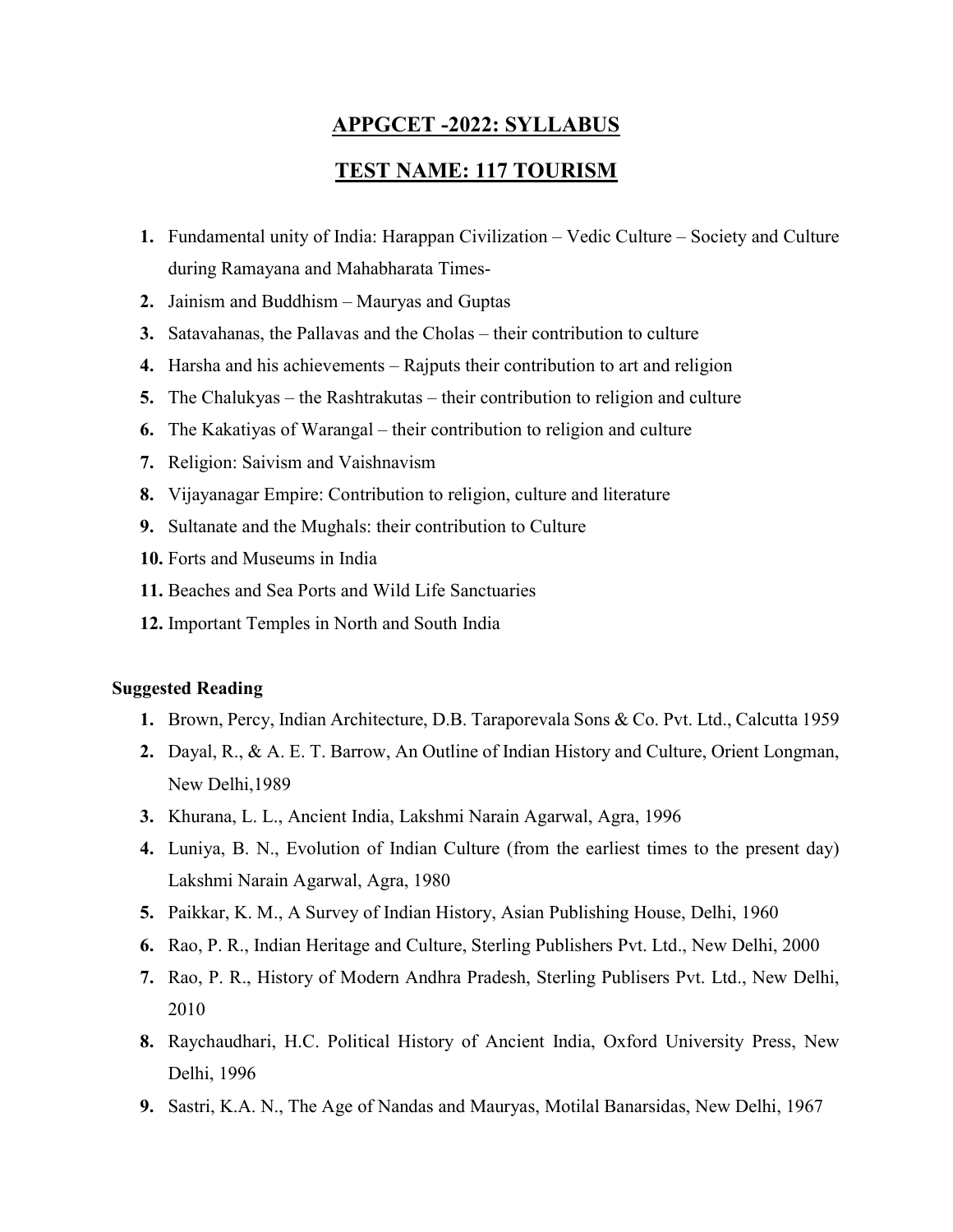# APPGCET -2022: SYLLABUS

## TEST NAME: 117 TOURISM

1. Fundamental unity of India: Harappan Civilization – Vedic Culture – Society and Culture during Ramayana and Mahabharata Times-
2. Jainism and Buddhism – Mauryas and Guptas
3. Satavahanas, the Pallavas and the Cholas – their contribution to culture
4. Harsha and his achievements – Rajputs their contribution to art and religion
5. The Chalukyas – the Rashtrakutas – their contribution to religion and culture
6. The Kakatiyas of Warangal – their contribution to religion and culture
7. Religion: Saivism and Vaishnavism
8. Vijayanagar Empire: Contribution to religion, culture and literature
9. Sultanate and the Mughals: their contribution to Culture
10. Forts and Museums in India
11. Beaches and Sea Ports and Wild Life Sanctuaries
12. Important Temples in North and South India

**Suggested Reading**

1. Brown, Percy, Indian Architecture, D.B. Taraporevala Sons & Co. Pvt. Ltd., Calcutta 1959
2. Dayal, R., & A. E. T. Barrow, An Outline of Indian History and Culture, Orient Longman, New Delhi,1989
3. Khurana, L. L., Ancient India, Lakshmi Narain Agarwal, Agra, 1996
4. Luniya, B. N., Evolution of Indian Culture (from the earliest times to the present day) Lakshmi Narain Agarwal, Agra, 1980
5. Paikkar, K. M., A Survey of Indian History, Asian Publishing House, Delhi, 1960
6. Rao, P. R., Indian Heritage and Culture, Sterling Publishers Pvt. Ltd., New Delhi, 2000
7. Rao, P. R., History of Modern Andhra Pradesh, Sterling Publisers Pvt. Ltd., New Delhi, 2010
8. Raychaudhari, H.C. Political History of Ancient India, Oxford University Press, New Delhi, 1996
9. Sastri, K.A. N., The Age of Nandas and Mauryas, Motilal Banarsidas, New Delhi, 1967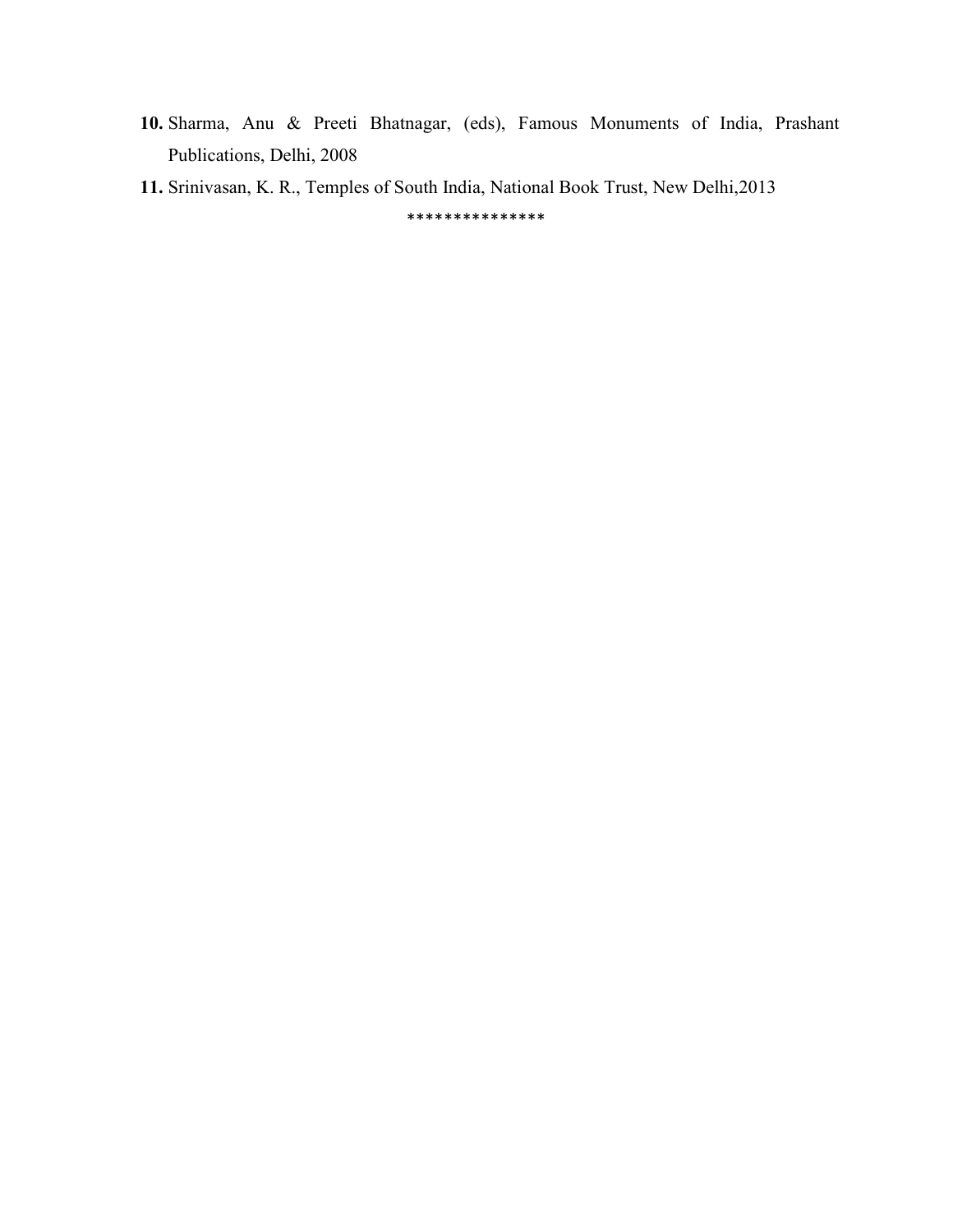10. Sharma, Anu & Preeti Bhatnagar, (eds), Famous Monuments of India, Prashant Publications, Delhi, 2008
11. Srinivasan, K. R., Temples of South India, National Book Trust, New Delhi,2013

***************